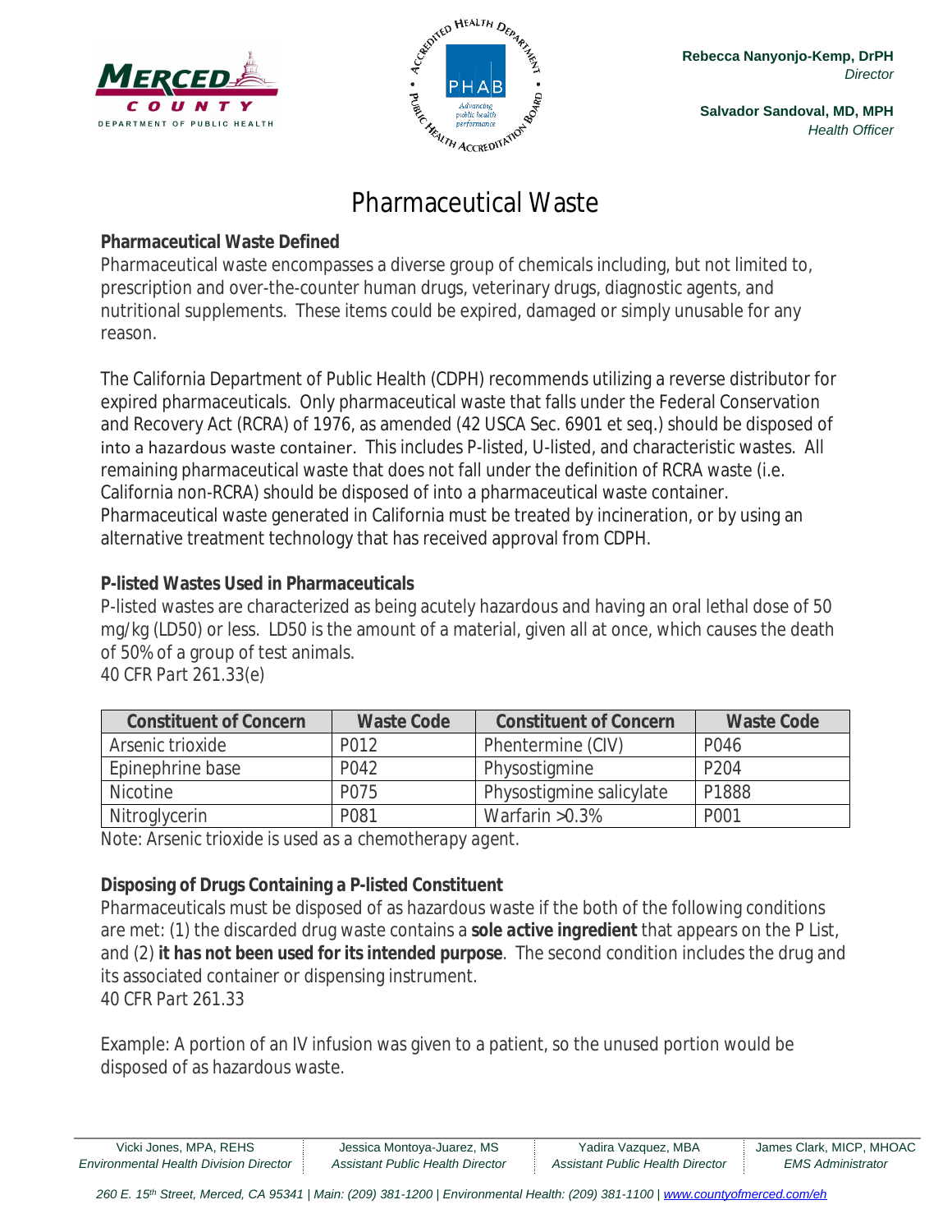Rebecca Nanyonjo-Kemp, DrPH
*Director*

Salvador Sandoval, MD, MPH
*Health Officer*

# Pharmaceutical Waste

**Pharmaceutical Waste Defined**

Pharmaceutical waste encompasses a diverse group of chemicals including, but not limited to, prescription and over-the-counter human drugs, veterinary drugs, diagnostic agents, and nutritional supplements. These items could be expired, damaged or simply unusable for any reason.

The California Department of Public Health (CDPH) recommends utilizing a reverse distributor for expired pharmaceuticals. Only pharmaceutical waste that falls under the Federal Conservation and Recovery Act (RCRA) of 1976, as amended (42 USCA Sec. 6901 et seq.) should be disposed of into a hazardous waste container. This includes P-listed, U-listed, and characteristic wastes. All remaining pharmaceutical waste that does not fall under the definition of RCRA waste (i.e. California non-RCRA) should be disposed of into a pharmaceutical waste container. Pharmaceutical waste generated in California must be treated by incineration, or by using an alternative treatment technology that has received approval from CDPH.

**P-listed Wastes Used in Pharmaceuticals**

P-listed wastes are characterized as being acutely hazardous and having an oral lethal dose of 50 mg/kg (LD50) or less. LD50 is the amount of a material, given all at once, which causes the death of 50% of a group of test animals.
40 CFR Part 261.33(e)

| Constituent of Concern | Waste Code | Constituent of Concern | Waste Code |
|---|---|---|---|
| Arsenic trioxide | P012 | Phentermine (CIV) | P046 |
| Epinephrine base | P042 | Physostigmine | P204 |
| Nicotine | P075 | Physostigmine salicylate | P1888 |
| Nitroglycerin | P081 | Warfarin >0.3% | P001 |

Note: Arsenic trioxide is used as a chemotherapy agent.

**Disposing of Drugs Containing a P-listed Constituent**

Pharmaceuticals must be disposed of as hazardous waste if the both of the following conditions are met: (1) the discarded drug waste contains a **sole active ingredient** that appears on the P List, and (2) **it has not been used for its intended purpose**. The second condition includes the drug and its associated container or dispensing instrument.
40 CFR Part 261.33

Example: A portion of an IV infusion was given to a patient, so the unused portion would be disposed of as hazardous waste.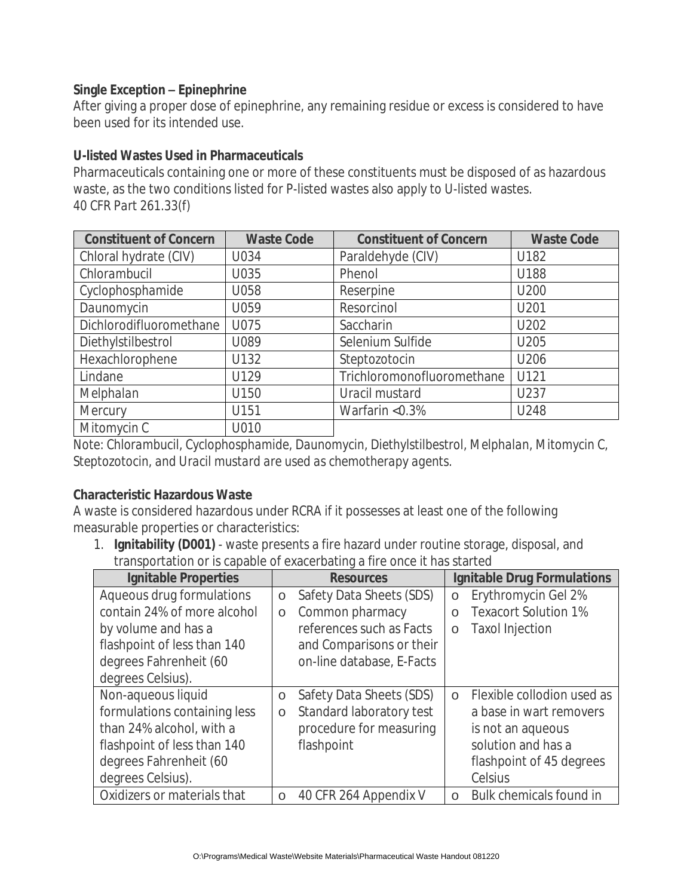**Single Exception – Epinephrine**

After giving a proper dose of epinephrine, any remaining residue or excess is considered to have been used for its intended use.

**U-listed Wastes Used in Pharmaceuticals**

Pharmaceuticals containing one or more of these constituents must be disposed of as hazardous waste, as the two conditions listed for P-listed wastes also apply to U-listed wastes.
*40 CFR Part 261.33(f)*

| Constituent of Concern | Waste Code | Constituent of Concern | Waste Code |
|---|---|---|---|
| Chloral hydrate (CIV) | U034 | Paraldehyde (CIV) | U182 |
| Chlorambucil | U035 | Phenol | U188 |
| Cyclophosphamide | U058 | Reserpine | U200 |
| Daunomycin | U059 | Resorcinol | U201 |
| Dichlorodifluoromethane | U075 | Saccharin | U202 |
| Diethylstilbestrol | U089 | Selenium Sulfide | U205 |
| Hexachlorophene | U132 | Steptozotocin | U206 |
| Lindane | U129 | Trichloromonofluoromethane | U121 |
| Melphalan | U150 | Uracil mustard | U237 |
| Mercury | U151 | Warfarin <0.3% | U248 |
| Mitomycin C | U010 | | |

*Note: Chlorambucil, Cyclophosphamide, Daunomycin, Diethylstilbestrol, Melphalan, Mitomycin C, Steptozotocin, and Uracil mustard are used as chemotherapy agents.*

**Characteristic Hazardous Waste**

A waste is considered hazardous under RCRA if it possesses at least one of the following measurable properties or characteristics:

1. **Ignitability (D001)** - waste presents a fire hazard under routine storage, disposal, and transportation or is capable of exacerbating a fire once it has started

| Ignitable Properties | Resources | Ignitable Drug Formulations |
|---|---|---|
| Aqueous drug formulations contain 24% of more alcohol by volume and has a flashpoint of less than 140 degrees Fahrenheit (60 degrees Celsius). | o Safety Data Sheets (SDS)<br>o Common pharmacy references such as Facts and Comparisons or their on-line database, E-Facts | o Erythromycin Gel 2%<br>o Texacort Solution 1%<br>o Taxol Injection |
| Non-aqueous liquid formulations containing less than 24% alcohol, with a flashpoint of less than 140 degrees Fahrenheit (60 degrees Celsius). | o Safety Data Sheets (SDS)<br>o Standard laboratory test procedure for measuring flashpoint | o Flexible collodion used as a base in wart removers is not an aqueous solution and has a flashpoint of 45 degrees Celsius |
| Oxidizers or materials that | o 40 CFR 264 Appendix V | o Bulk chemicals found in |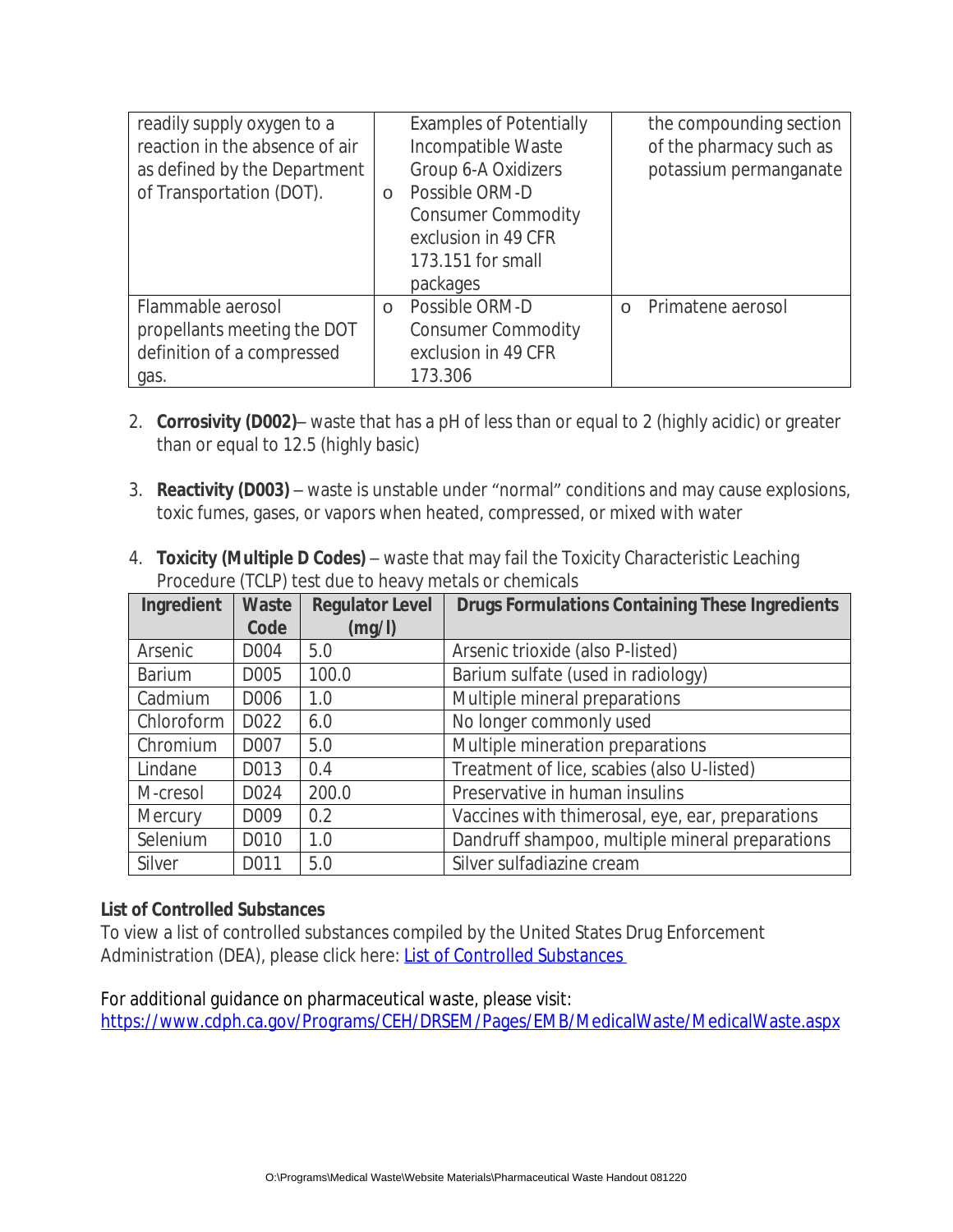| | | |
|---|---|---|
| readily supply oxygen to a reaction in the absence of air as defined by the Department of Transportation (DOT). | Examples of Potentially Incompatible Waste Group 6-A Oxidizers<br>o Possible ORM-D Consumer Commodity exclusion in 49 CFR 173.151 for small packages | the compounding section of the pharmacy such as potassium permanganate |
| Flammable aerosol propellants meeting the DOT definition of a compressed gas. | o Possible ORM-D Consumer Commodity exclusion in 49 CFR 173.306 | o Primatene aerosol |

2. **Corrosivity (D002)**– waste that has a pH of less than or equal to 2 (highly acidic) or greater than or equal to 12.5 (highly basic)

3. **Reactivity (D003)** – waste is unstable under "normal" conditions and may cause explosions, toxic fumes, gases, or vapors when heated, compressed, or mixed with water

4. **Toxicity (Multiple D Codes)** – waste that may fail the Toxicity Characteristic Leaching Procedure (TCLP) test due to heavy metals or chemicals

| Ingredient | Waste Code | Regulator Level (mg/l) | Drugs Formulations Containing These Ingredients |
|---|---|---|---|
| Arsenic | D004 | 5.0 | Arsenic trioxide (also P-listed) |
| Barium | D005 | 100.0 | Barium sulfate (used in radiology) |
| Cadmium | D006 | 1.0 | Multiple mineral preparations |
| Chloroform | D022 | 6.0 | No longer commonly used |
| Chromium | D007 | 5.0 | Multiple mineration preparations |
| Lindane | D013 | 0.4 | Treatment of lice, scabies (also U-listed) |
| M-cresol | D024 | 200.0 | Preservative in human insulins |
| Mercury | D009 | 0.2 | Vaccines with thimerosal, eye, ear, preparations |
| Selenium | D010 | 1.0 | Dandruff shampoo, multiple mineral preparations |
| Silver | D011 | 5.0 | Silver sulfadiazine cream |

**List of Controlled Substances**

To view a list of controlled substances compiled by the United States Drug Enforcement Administration (DEA), please click here: List of Controlled Substances

For additional guidance on pharmaceutical waste, please visit:
https://www.cdph.ca.gov/Programs/CEH/DRSEM/Pages/EMB/MedicalWaste/MedicalWaste.aspx